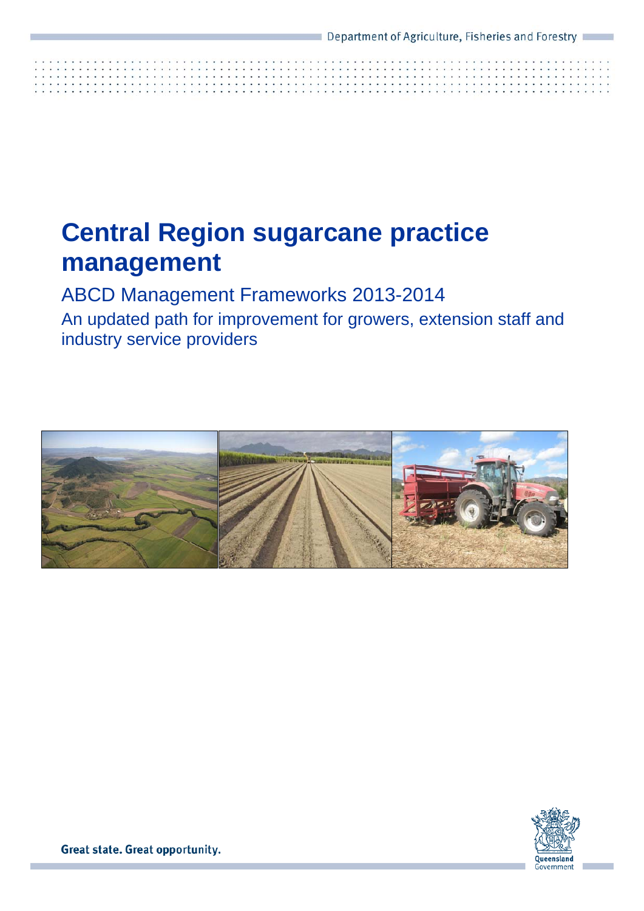Department of Agriculture, Fisheries and Forestry

# Central Region sugarcane practice management

## ABCD Management Frameworks 2013-2014

### An updated path for improvement for growers, extension staff and industry service providers

Great state. Great opportunity.

Queensland Government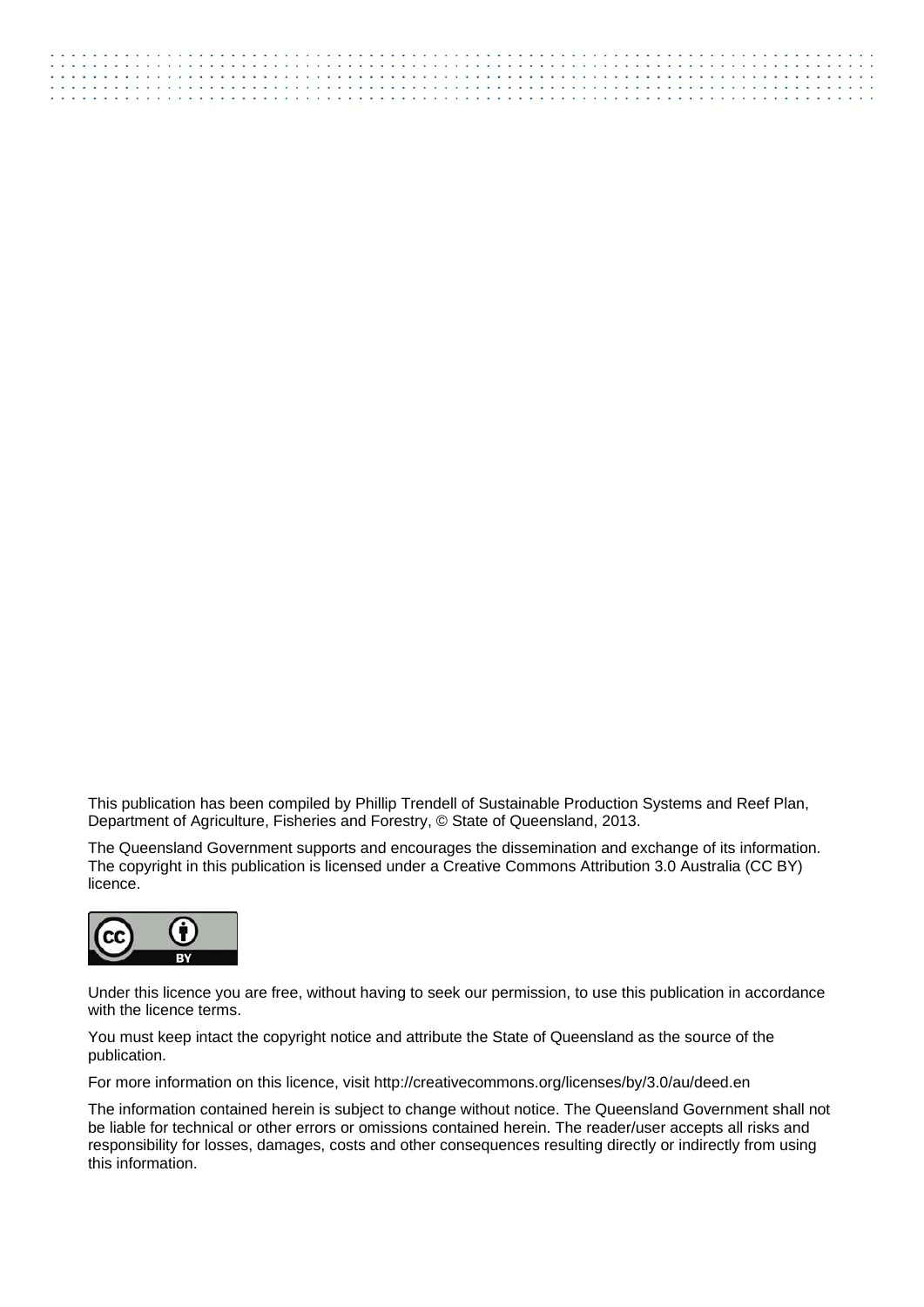This publication has been compiled by Phillip Trendell of Sustainable Production Systems and Reef Plan, Department of Agriculture, Fisheries and Forestry, © State of Queensland, 2013.

The Queensland Government supports and encourages the dissemination and exchange of its information. The copyright in this publication is licensed under a Creative Commons Attribution 3.0 Australia (CC BY) licence.

Under this licence you are free, without having to seek our permission, to use this publication in accordance with the licence terms.

You must keep intact the copyright notice and attribute the State of Queensland as the source of the publication.

For more information on this licence, visit http://creativecommons.org/licenses/by/3.0/au/deed.en

The information contained herein is subject to change without notice. The Queensland Government shall not be liable for technical or other errors or omissions contained herein. The reader/user accepts all risks and responsibility for losses, damages, costs and other consequences resulting directly or indirectly from using this information.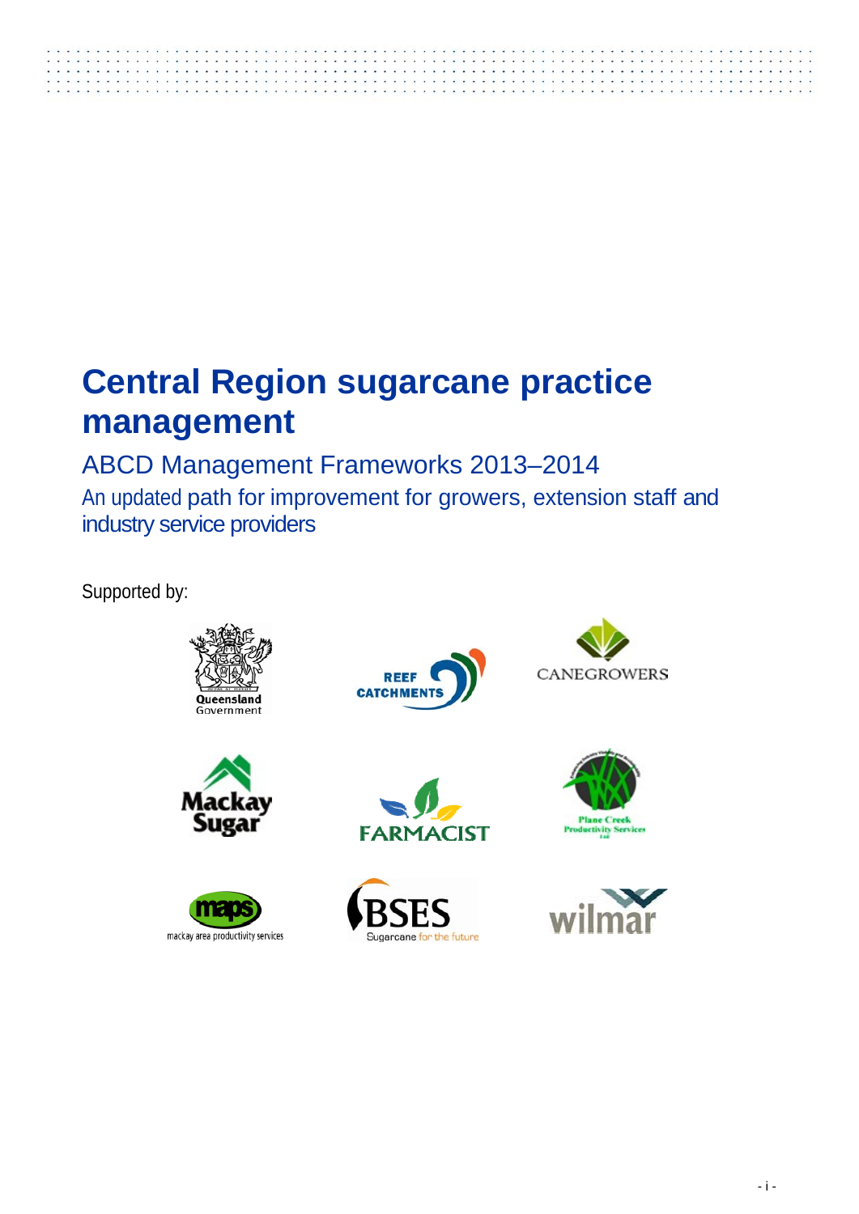# Central Region sugarcane practice management

## ABCD Management Frameworks 2013–2014

### An updated path for improvement for growers, extension staff and industry service providers

Supported by: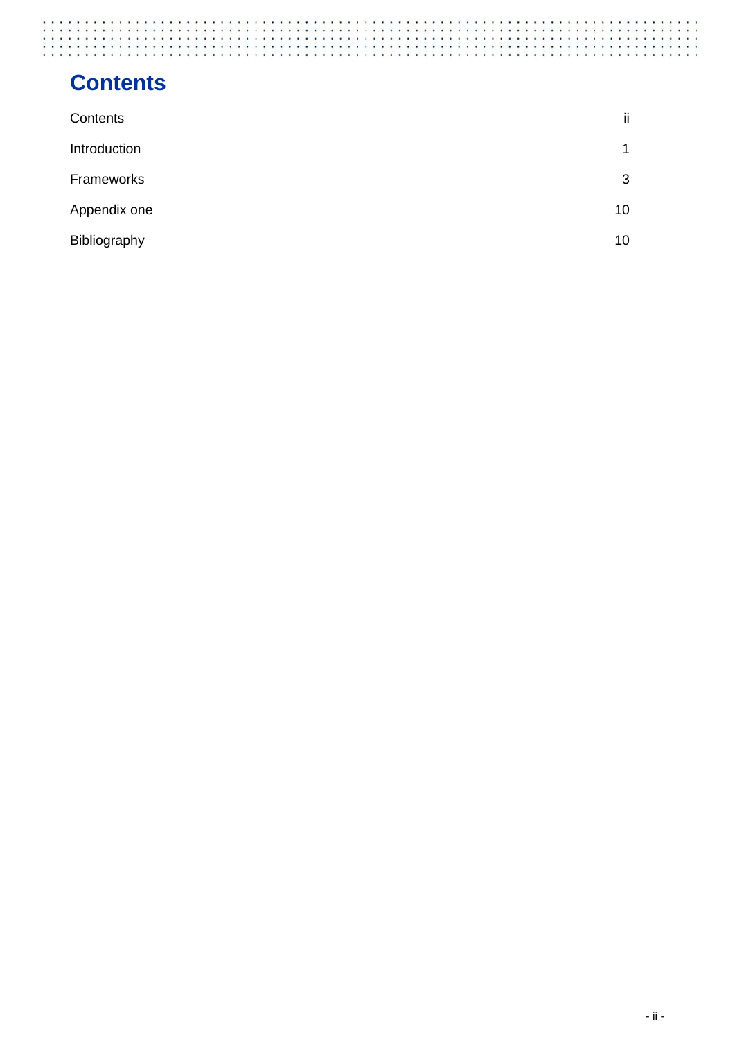# Contents

| | |
|---|---|
| Contents | ii |
| Introduction | 1 |
| Frameworks | 3 |
| Appendix one | 10 |
| Bibliography | 10 |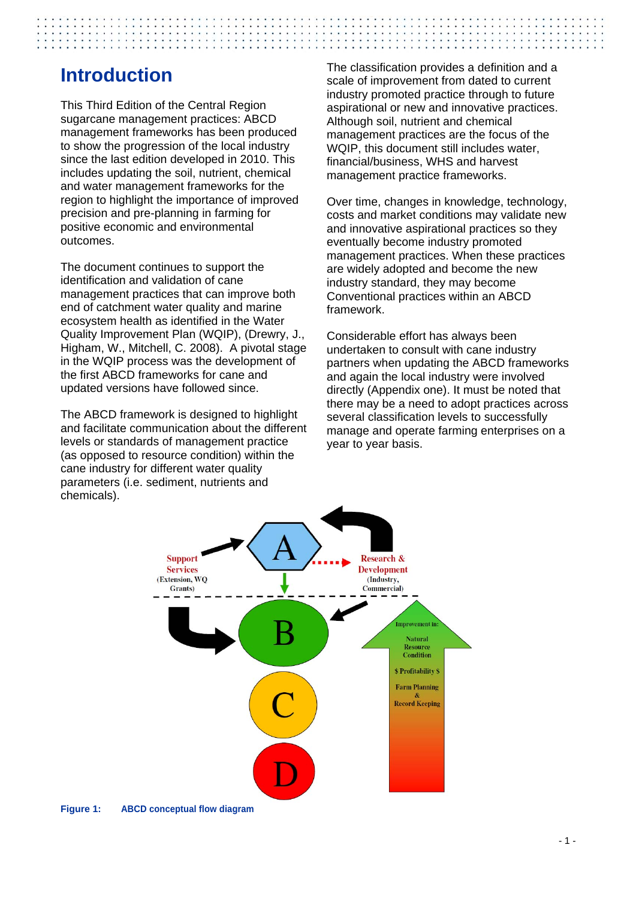# Introduction

This Third Edition of the Central Region sugarcane management practices: ABCD management frameworks has been produced to show the progression of the local industry since the last edition developed in 2010. This includes updating the soil, nutrient, chemical and water management frameworks for the region to highlight the importance of improved precision and pre-planning in farming for positive economic and environmental outcomes.

The document continues to support the identification and validation of cane management practices that can improve both end of catchment water quality and marine ecosystem health as identified in the Water Quality Improvement Plan (WQIP), (Drewry, J., Higham, W., Mitchell, C. 2008). A pivotal stage in the WQIP process was the development of the first ABCD frameworks for cane and updated versions have followed since.

The ABCD framework is designed to highlight and facilitate communication about the different levels or standards of management practice (as opposed to resource condition) within the cane industry for different water quality parameters (i.e. sediment, nutrients and chemicals).

The classification provides a definition and a scale of improvement from dated to current industry promoted practice through to future aspirational or new and innovative practices. Although soil, nutrient and chemical management practices are the focus of the WQIP, this document still includes water, financial/business, WHS and harvest management practice frameworks.

Over time, changes in knowledge, technology, costs and market conditions may validate new and innovative aspirational practices so they eventually become industry promoted management practices. When these practices are widely adopted and become the new industry standard, they may become Conventional practices within an ABCD framework.

Considerable effort has always been undertaken to consult with cane industry partners when updating the ABCD frameworks and again the local industry were involved directly (Appendix one). It must be noted that there may be a need to adopt practices across several classification levels to successfully manage and operate farming enterprises on a year to year basis.

Support Services (Extension, WQ Grants)

Research & Development (Industry, Commercial)

A

B

C

D

Improvement in:

Natural Resource Condition

$ Profitability $

Farm Planning & Record Keeping

**Figure 1: ABCD conceptual flow diagram**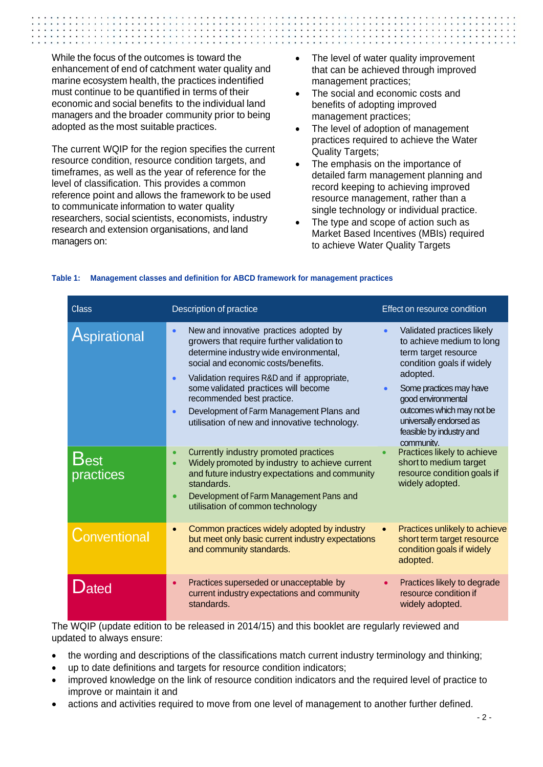While the focus of the outcomes is toward the enhancement of end of catchment water quality and marine ecosystem health, the practices indentified must continue to be quantified in terms of their economic and social benefits to the individual land managers and the broader community prior to being adopted as the most suitable practices.

The current WQIP for the region specifies the current resource condition, resource condition targets, and timeframes, as well as the year of reference for the level of classification. This provides a common reference point and allows the framework to be used to communicate information to water quality researchers, social scientists, economists, industry research and extension organisations, and land managers on:

- The level of water quality improvement that can be achieved through improved management practices;
- The social and economic costs and benefits of adopting improved management practices;
- The level of adoption of management practices required to achieve the Water Quality Targets;
- The emphasis on the importance of detailed farm management planning and record keeping to achieving improved resource management, rather than a single technology or individual practice.
- The type and scope of action such as Market Based Incentives (MBIs) required to achieve Water Quality Targets

**Table 1: Management classes and definition for ABCD framework for management practices**

| Class | Description of practice | Effect on resource condition |
|---|---|---|
| Aspirational | • New and innovative practices adopted by growers that require further validation to determine industry wide environmental, social and economic costs/benefits.<br>• Validation requires R&D and if appropriate, some validated practices will become recommended best practice.<br>• Development of Farm Management Plans and utilisation of new and innovative technology. | • Validated practices likely to achieve medium to long term target resource condition goals if widely adopted.<br>• Some practices may have good environmental outcomes which may not be universally endorsed as feasible by industry and community. |
| Best practices | • Currently industry promoted practices<br>• Widely promoted by industry to achieve current and future industry expectations and community standards.<br>• Development of Farm Management Pans and utilisation of common technology | • Practices likely to achieve short to medium target resource condition goals if widely adopted. |
| Conventional | • Common practices widely adopted by industry but meet only basic current industry expectations and community standards. | • Practices unlikely to achieve short term target resource condition goals if widely adopted. |
| Dated | • Practices superseded or unacceptable by current industry expectations and community standards. | • Practices likely to degrade resource condition if widely adopted. |

The WQIP (update edition to be released in 2014/15) and this booklet are regularly reviewed and updated to always ensure:

- the wording and descriptions of the classifications match current industry terminology and thinking;
- up to date definitions and targets for resource condition indicators;
- improved knowledge on the link of resource condition indicators and the required level of practice to improve or maintain it and
- actions and activities required to move from one level of management to another further defined.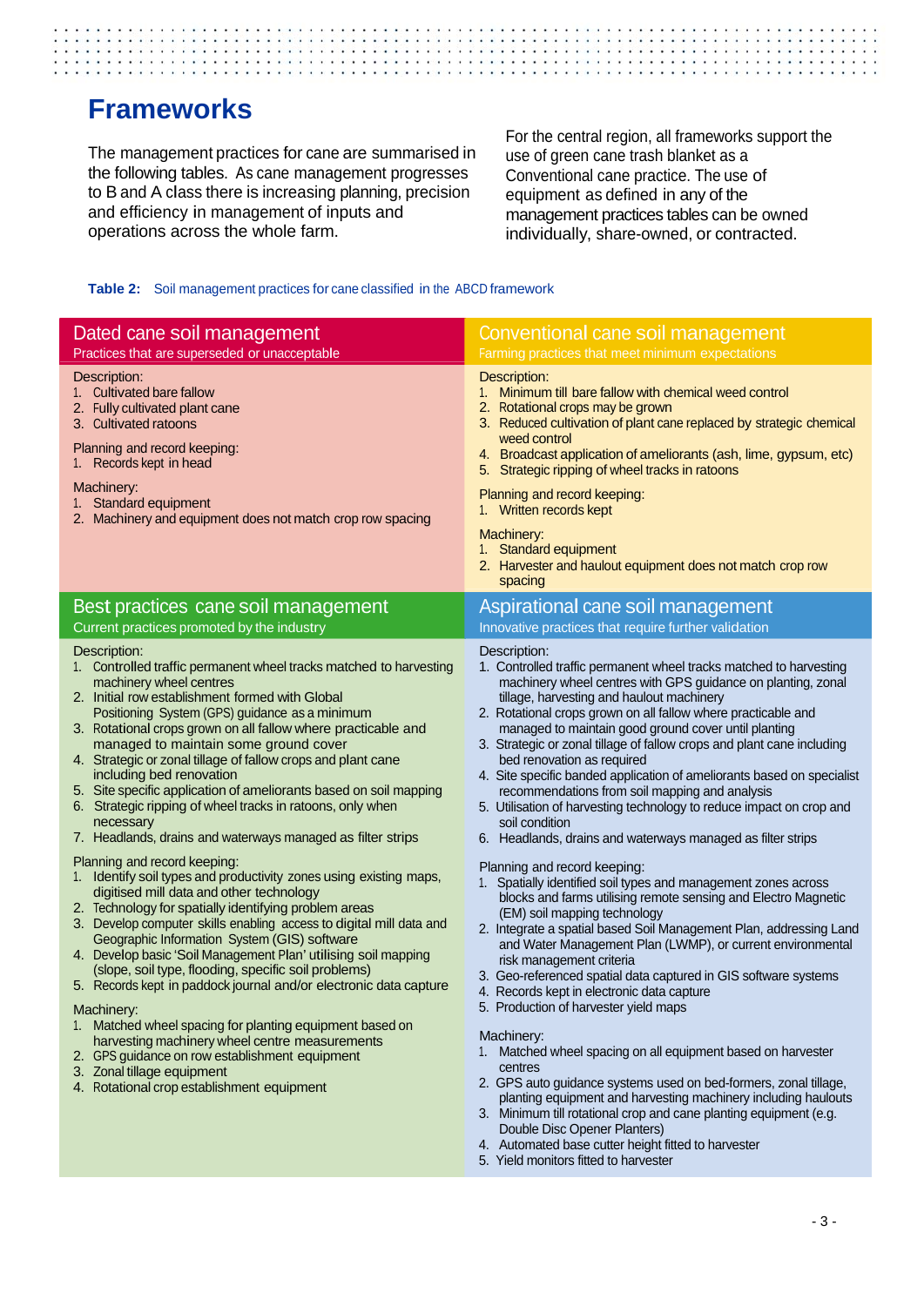# Frameworks

The management practices for cane are summarised in the following tables. As cane management progresses to B and A class there is increasing planning, precision and efficiency in management of inputs and operations across the whole farm.

For the central region, all frameworks support the use of green cane trash blanket as a Conventional cane practice. The use of equipment as defined in any of the management practices tables can be owned individually, share-owned, or contracted.

**Table 2:** Soil management practices for cane classified in the ABCD framework

## Dated cane soil management

Practices that are superseded or unacceptable

Description:
1. Cultivated bare fallow
2. Fully cultivated plant cane
3. Cultivated ratoons

Planning and record keeping:
1. Records kept in head

Machinery:
1. Standard equipment
2. Machinery and equipment does not match crop row spacing

## Conventional cane soil management

Farming practices that meet minimum expectations

Description:
1. Minimum till bare fallow with chemical weed control
2. Rotational crops may be grown
3. Reduced cultivation of plant cane replaced by strategic chemical weed control
4. Broadcast application of ameliorants (ash, lime, gypsum, etc)
5. Strategic ripping of wheel tracks in ratoons

Planning and record keeping:
1. Written records kept

Machinery:
1. Standard equipment
2. Harvester and haulout equipment does not match crop row spacing

## Best practices cane soil management

Current practices promoted by the industry

Description:
1. Controlled traffic permanent wheel tracks matched to harvesting machinery wheel centres
2. Initial row establishment formed with Global Positioning System (GPS) guidance as a minimum
3. Rotational crops grown on all fallow where practicable and managed to maintain some ground cover
4. Strategic or zonal tillage of fallow crops and plant cane including bed renovation
5. Site specific application of ameliorants based on soil mapping
6. Strategic ripping of wheel tracks in ratoons, only when necessary
7. Headlands, drains and waterways managed as filter strips

Planning and record keeping:
1. Identify soil types and productivity zones using existing maps, digitised mill data and other technology
2. Technology for spatially identifying problem areas
3. Develop computer skills enabling access to digital mill data and Geographic Information System (GIS) software
4. Develop basic 'Soil Management Plan' utilising soil mapping (slope, soil type, flooding, specific soil problems)
5. Records kept in paddock journal and/or electronic data capture

Machinery:
1. Matched wheel spacing for planting equipment based on harvesting machinery wheel centre measurements
2. GPS guidance on row establishment equipment
3. Zonal tillage equipment
4. Rotational crop establishment equipment

## Aspirational cane soil management

Innovative practices that require further validation

Description:
1. Controlled traffic permanent wheel tracks matched to harvesting machinery wheel centres with GPS guidance on planting, zonal tillage, harvesting and haulout machinery
2. Rotational crops grown on all fallow where practicable and managed to maintain good ground cover until planting
3. Strategic or zonal tillage of fallow crops and plant cane including bed renovation as required
4. Site specific banded application of ameliorants based on specialist recommendations from soil mapping and analysis
5. Utilisation of harvesting technology to reduce impact on crop and soil condition
6. Headlands, drains and waterways managed as filter strips

Planning and record keeping:
1. Spatially identified soil types and management zones across blocks and farms utilising remote sensing and Electro Magnetic (EM) soil mapping technology
2. Integrate a spatial based Soil Management Plan, addressing Land and Water Management Plan (LWMP), or current environmental risk management criteria
3. Geo-referenced spatial data captured in GIS software systems
4. Records kept in electronic data capture
5. Production of harvester yield maps

Machinery:
1. Matched wheel spacing on all equipment based on harvester centres
2. GPS auto guidance systems used on bed-formers, zonal tillage, planting equipment and harvesting machinery including haulouts
3. Minimum till rotational crop and cane planting equipment (e.g. Double Disc Opener Planters)
4. Automated base cutter height fitted to harvester
5. Yield monitors fitted to harvester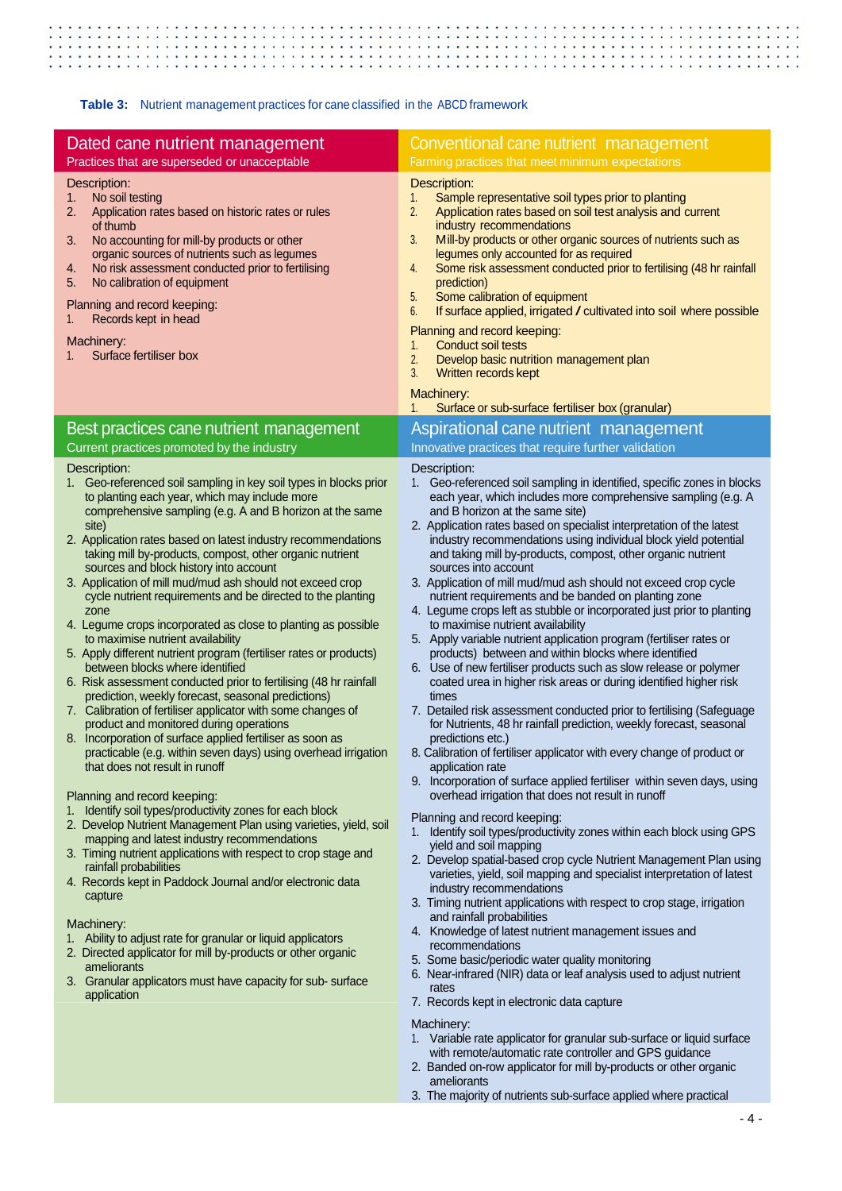**Table 3:** Nutrient management practices for cane classified in the ABCD framework

## Dated cane nutrient management

Practices that are superseded or unacceptable

Description:

1. No soil testing
2. Application rates based on historic rates or rules of thumb
3. No accounting for mill-by products or other organic sources of nutrients such as legumes
4. No risk assessment conducted prior to fertilising
5. No calibration of equipment

Planning and record keeping:

1. Records kept in head

Machinery:

1. Surface fertiliser box

## Conventional cane nutrient management

Farming practices that meet minimum expectations

Description:

1. Sample representative soil types prior to planting
2. Application rates based on soil test analysis and current industry recommendations
3. Mill-by products or other organic sources of nutrients such as legumes only accounted for as required
4. Some risk assessment conducted prior to fertilising (48 hr rainfall prediction)
5. Some calibration of equipment
6. If surface applied, irrigated / cultivated into soil where possible

Planning and record keeping:

1. Conduct soil tests
2. Develop basic nutrition management plan
3. Written records kept

Machinery:

1. Surface or sub-surface fertiliser box (granular)

## Best practices cane nutrient management

Current practices promoted by the industry

Description:

1. Geo-referenced soil sampling in key soil types in blocks prior to planting each year, which may include more comprehensive sampling (e.g. A and B horizon at the same site)
2. Application rates based on latest industry recommendations taking mill by-products, compost, other organic nutrient sources and block history into account
3. Application of mill mud/mud ash should not exceed crop cycle nutrient requirements and be directed to the planting zone
4. Legume crops incorporated as close to planting as possible to maximise nutrient availability
5. Apply different nutrient program (fertiliser rates or products) between blocks where identified
6. Risk assessment conducted prior to fertilising (48 hr rainfall prediction, weekly forecast, seasonal predictions)
7. Calibration of fertiliser applicator with some changes of product and monitored during operations
8. Incorporation of surface applied fertiliser as soon as practicable (e.g. within seven days) using overhead irrigation that does not result in runoff

Planning and record keeping:

1. Identify soil types/productivity zones for each block
2. Develop Nutrient Management Plan using varieties, yield, soil mapping and latest industry recommendations
3. Timing nutrient applications with respect to crop stage and rainfall probabilities
4. Records kept in Paddock Journal and/or electronic data capture

Machinery:

1. Ability to adjust rate for granular or liquid applicators
2. Directed applicator for mill by-products or other organic ameliorants
3. Granular applicators must have capacity for sub- surface application

## Aspirational cane nutrient management

Innovative practices that require further validation

Description:

1. Geo-referenced soil sampling in identified, specific zones in blocks each year, which includes more comprehensive sampling (e.g. A and B horizon at the same site)
2. Application rates based on specialist interpretation of the latest industry recommendations using individual block yield potential and taking mill by-products, compost, other organic nutrient sources into account
3. Application of mill mud/mud ash should not exceed crop cycle nutrient requirements and be banded on planting zone
4. Legume crops left as stubble or incorporated just prior to planting to maximise nutrient availability
5. Apply variable nutrient application program (fertiliser rates or products) between and within blocks where identified
6. Use of new fertiliser products such as slow release or polymer coated urea in higher risk areas or during identified higher risk times
7. Detailed risk assessment conducted prior to fertilising (Safeguage for Nutrients, 48 hr rainfall prediction, weekly forecast, seasonal predictions etc.)
8. Calibration of fertiliser applicator with every change of product or application rate
9. Incorporation of surface applied fertiliser within seven days, using overhead irrigation that does not result in runoff

Planning and record keeping:

1. Identify soil types/productivity zones within each block using GPS yield and soil mapping
2. Develop spatial-based crop cycle Nutrient Management Plan using varieties, yield, soil mapping and specialist interpretation of latest industry recommendations
3. Timing nutrient applications with respect to crop stage, irrigation and rainfall probabilities
4. Knowledge of latest nutrient management issues and recommendations
5. Some basic/periodic water quality monitoring
6. Near-infrared (NIR) data or leaf analysis used to adjust nutrient rates
7. Records kept in electronic data capture

Machinery:

1. Variable rate applicator for granular sub-surface or liquid surface with remote/automatic rate controller and GPS guidance
2. Banded on-row applicator for mill by-products or other organic ameliorants
3. The majority of nutrients sub-surface applied where practical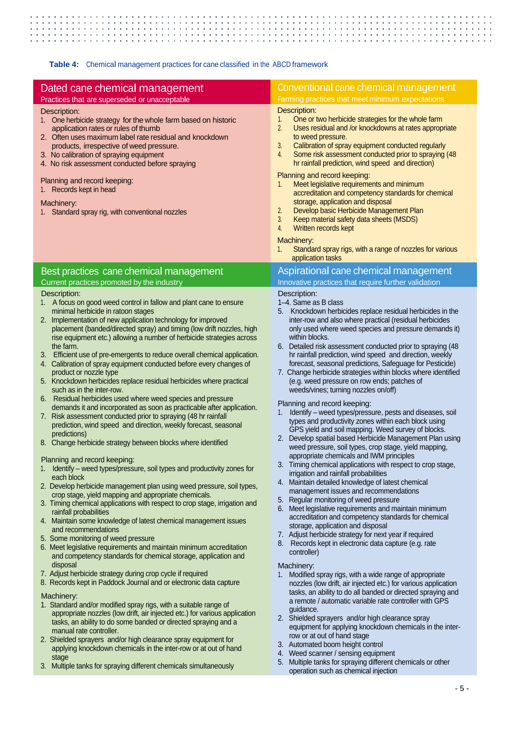**Table 4:** Chemical management practices for cane classified in the ABCD framework

## Dated cane chemical management

Practices that are superseded or unacceptable

Description:

1. One herbicide strategy for the whole farm based on historic application rates or rules of thumb
2. Often uses maximum label rate residual and knockdown products, irrespective of weed pressure.
3. No calibration of spraying equipment
4. No risk assessment conducted before spraying

Planning and record keeping:

1. Records kept in head

Machinery:

1. Standard spray rig, with conventional nozzles

## Conventional cane chemical management

Farming practices that meet minimum expectations

Description:

1. One or two herbicide strategies for the whole farm
2. Uses residual and /or knockdowns at rates appropriate to weed pressure.
3. Calibration of spray equipment conducted regularly
4. Some risk assessment conducted prior to spraying (48 hr rainfall prediction, wind speed and direction)

Planning and record keeping:

1. Meet legislative requirements and minimum accreditation and competency standards for chemical storage, application and disposal
2. Develop basic Herbicide Management Plan
3. Keep material safety data sheets (MSDS)
4. Written records kept

Machinery:

1. Standard spray rigs, with a range of nozzles for various application tasks

## Best practices cane chemical management

Current practices promoted by the industry

Description:

1. A focus on good weed control in fallow and plant cane to ensure minimal herbicide in ratoon stages
2. Implementation of new application technology for improved placement (banded/directed spray) and timing (low drift nozzles, high rise equipment etc.) allowing a number of herbicide strategies across the farm.
3. Efficient use of pre-emergents to reduce overall chemical application.
4. Calibration of spray equipment conducted before every changes of product or nozzle type
5. Knockdown herbicides replace residual herbicides where practical such as in the inter-row.
6. Residual herbicides used where weed species and pressure demands it and incorporated as soon as practicable after application.
7. Risk assessment conducted prior to spraying (48 hr rainfall prediction, wind speed and direction, weekly forecast, seasonal predictions)
8. Change herbicide strategy between blocks where identified

Planning and record keeping:

1. Identify – weed types/pressure, soil types and productivity zones for each block
2. Develop herbicide management plan using weed pressure, soil types, crop stage, yield mapping and appropriate chemicals.
3. Timing chemical applications with respect to crop stage, irrigation and rainfall probabilities
4. Maintain some knowledge of latest chemical management issues and recommendations
5. Some monitoring of weed pressure
6. Meet legislative requirements and maintain minimum accreditation and competency standards for chemical storage, application and disposal
7. Adjust herbicide strategy during crop cycle if required
8. Records kept in Paddock Journal and or electronic data capture

Machinery:

1. Standard and/or modified spray rigs, with a suitable range of appropriate nozzles (low drift, air injected etc.) for various application tasks, an ability to do some banded or directed spraying and a manual rate controller.
2. Shielded sprayers and/or high clearance spray equipment for applying knockdown chemicals in the inter-row or at out of hand stage
3. Multiple tanks for spraying different chemicals simultaneously

## Aspirational cane chemical management

Innovative practices that require further validation

Description:

1–4. Same as B class

5. Knockdown herbicides replace residual herbicides in the inter-row and also where practical (residual herbicides only used where weed species and pressure demands it) within blocks.
6. Detailed risk assessment conducted prior to spraying (48 hr rainfall prediction, wind speed and direction, weekly forecast, seasonal predictions, Safeguage for Pesticide)
7. Change herbicide strategies within blocks where identified (e.g. weed pressure on row ends; patches of weeds/vines; turning nozzles on/off)

Planning and record keeping:

1. Identify – weed types/pressure, pests and diseases, soil types and productivity zones within each block using GPS yield and soil mapping. Weed survey of blocks.
2. Develop spatial based Herbicide Management Plan using weed pressure, soil types, crop stage, yield mapping, appropriate chemicals and IWM principles
3. Timing chemical applications with respect to crop stage, irrigation and rainfall probabilities
4. Maintain detailed knowledge of latest chemical management issues and recommendations
5. Regular monitoring of weed pressure
6. Meet legislative requirements and maintain minimum accreditation and competency standards for chemical storage, application and disposal
7. Adjust herbicide strategy for next year if required
8. Records kept in electronic data capture (e.g. rate controller)

Machinery:

1. Modified spray rigs, with a wide range of appropriate nozzles (low drift, air injected etc.) for various application tasks, an ability to do all banded or directed spraying and a remote / automatic variable rate controller with GPS guidance.
2. Shielded sprayers and/or high clearance spray equipment for applying knockdown chemicals in the inter-row or at out of hand stage
3. Automated boom height control
4. Weed scanner / sensing equipment
5. Multiple tanks for spraying different chemicals or other operation such as chemical injection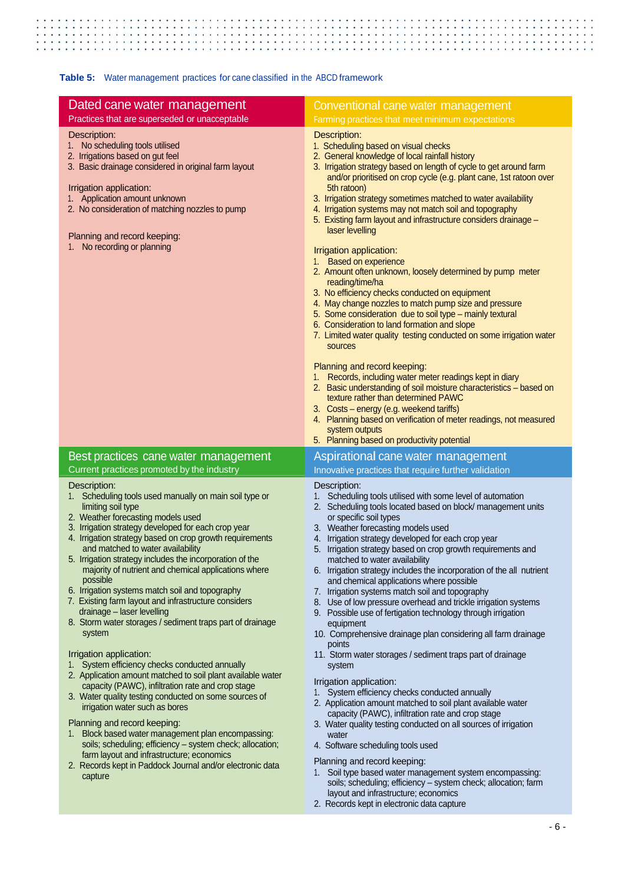**Table 5:** Water management practices for cane classified in the ABCD framework

## Dated cane water management

Practices that are superseded or unacceptable

Description:

1. No scheduling tools utilised
2. Irrigations based on gut feel
3. Basic drainage considered in original farm layout

Irrigation application:

1. Application amount unknown
2. No consideration of matching nozzles to pump

Planning and record keeping:

1. No recording or planning

## Conventional cane water management

Farming practices that meet minimum expectations

Description:

1. Scheduling based on visual checks
2. General knowledge of local rainfall history
3. Irrigation strategy based on length of cycle to get around farm and/or prioritised on crop cycle (e.g. plant cane, 1st ratoon over 5th ratoon)
3. Irrigation strategy sometimes matched to water availability
4. Irrigation systems may not match soil and topography
5. Existing farm layout and infrastructure considers drainage – laser levelling

Irrigation application:

1. Based on experience
2. Amount often unknown, loosely determined by pump meter reading/time/ha
3. No efficiency checks conducted on equipment
4. May change nozzles to match pump size and pressure
5. Some consideration due to soil type – mainly textural
6. Consideration to land formation and slope
7. Limited water quality testing conducted on some irrigation water sources

Planning and record keeping:

1. Records, including water meter readings kept in diary
2. Basic understanding of soil moisture characteristics – based on texture rather than determined PAWC
3. Costs – energy (e.g. weekend tariffs)
4. Planning based on verification of meter readings, not measured system outputs
5. Planning based on productivity potential

## Best practices cane water management

Current practices promoted by the industry

Description:

1. Scheduling tools used manually on main soil type or limiting soil type
2. Weather forecasting models used
3. Irrigation strategy developed for each crop year
4. Irrigation strategy based on crop growth requirements and matched to water availability
5. Irrigation strategy includes the incorporation of the majority of nutrient and chemical applications where possible
6. Irrigation systems match soil and topography
7. Existing farm layout and infrastructure considers drainage – laser levelling
8. Storm water storages / sediment traps part of drainage system

Irrigation application:

1. System efficiency checks conducted annually
2. Application amount matched to soil plant available water capacity (PAWC), infiltration rate and crop stage
3. Water quality testing conducted on some sources of irrigation water such as bores

Planning and record keeping:

1. Block based water management plan encompassing: soils; scheduling; efficiency – system check; allocation; farm layout and infrastructure; economics
2. Records kept in Paddock Journal and/or electronic data capture

## Aspirational cane water management

Innovative practices that require further validation

Description:

1. Scheduling tools utilised with some level of automation
2. Scheduling tools located based on block/ management units or specific soil types
3. Weather forecasting models used
4. Irrigation strategy developed for each crop year
5. Irrigation strategy based on crop growth requirements and matched to water availability
6. Irrigation strategy includes the incorporation of the all nutrient and chemical applications where possible
7. Irrigation systems match soil and topography
8. Use of low pressure overhead and trickle irrigation systems
9. Possible use of fertigation technology through irrigation equipment
10. Comprehensive drainage plan considering all farm drainage points
11. Storm water storages / sediment traps part of drainage system

Irrigation application:

1. System efficiency checks conducted annually
2. Application amount matched to soil plant available water capacity (PAWC), infiltration rate and crop stage
3. Water quality testing conducted on all sources of irrigation water
4. Software scheduling tools used

Planning and record keeping:

1. Soil type based water management system encompassing: soils; scheduling; efficiency – system check; allocation; farm layout and infrastructure; economics
2. Records kept in electronic data capture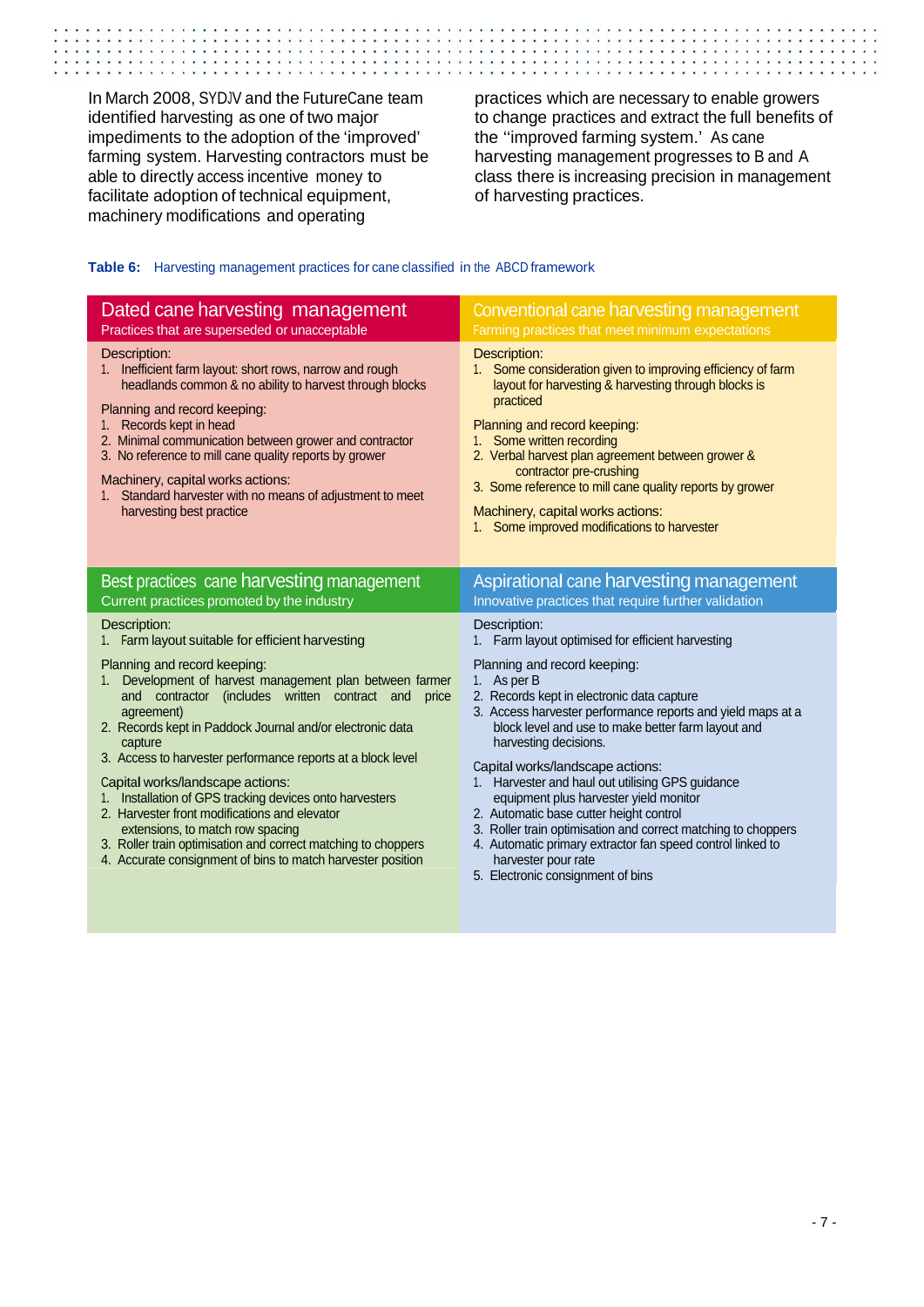In March 2008, SYDJV and the FutureCane team identified harvesting as one of two major impediments to the adoption of the 'improved' farming system. Harvesting contractors must be able to directly access incentive money to facilitate adoption of technical equipment, machinery modifications and operating practices which are necessary to enable growers to change practices and extract the full benefits of the ''improved farming system.' As cane harvesting management progresses to B and A class there is increasing precision in management of harvesting practices.

**Table 6:** Harvesting management practices for cane classified in the ABCD framework

| **Dated cane harvesting management**<br>Practices that are superseded or unacceptable | **Conventional cane harvesting management**<br>Farming practices that meet minimum expectations |
|---|---|
| Description:<br>1. Inefficient farm layout: short rows, narrow and rough headlands common & no ability to harvest through blocks<br><br>Planning and record keeping:<br>1. Records kept in head<br>2. Minimal communication between grower and contractor<br>3. No reference to mill cane quality reports by grower<br><br>Machinery, capital works actions:<br>1. Standard harvester with no means of adjustment to meet harvesting best practice | Description:<br>1. Some consideration given to improving efficiency of farm layout for harvesting & harvesting through blocks is practiced<br><br>Planning and record keeping:<br>1. Some written recording<br>2. Verbal harvest plan agreement between grower & contractor pre-crushing<br>3. Some reference to mill cane quality reports by grower<br><br>Machinery, capital works actions:<br>1. Some improved modifications to harvester |
| **Best practices cane harvesting management**<br>Current practices promoted by the industry | **Aspirational cane harvesting management**<br>Innovative practices that require further validation |
| Description:<br>1. Farm layout suitable for efficient harvesting<br><br>Planning and record keeping:<br>1. Development of harvest management plan between farmer and contractor (includes written contract and price agreement)<br>2. Records kept in Paddock Journal and/or electronic data capture<br>3. Access to harvester performance reports at a block level<br><br>Capital works/landscape actions:<br>1. Installation of GPS tracking devices onto harvesters<br>2. Harvester front modifications and elevator extensions, to match row spacing<br>3. Roller train optimisation and correct matching to choppers<br>4. Accurate consignment of bins to match harvester position | Description:<br>1. Farm layout optimised for efficient harvesting<br><br>Planning and record keeping:<br>1. As per B<br>2. Records kept in electronic data capture<br>3. Access harvester performance reports and yield maps at a block level and use to make better farm layout and harvesting decisions.<br><br>Capital works/landscape actions:<br>1. Harvester and haul out utilising GPS guidance equipment plus harvester yield monitor<br>2. Automatic base cutter height control<br>3. Roller train optimisation and correct matching to choppers<br>4. Automatic primary extractor fan speed control linked to harvester pour rate<br>5. Electronic consignment of bins |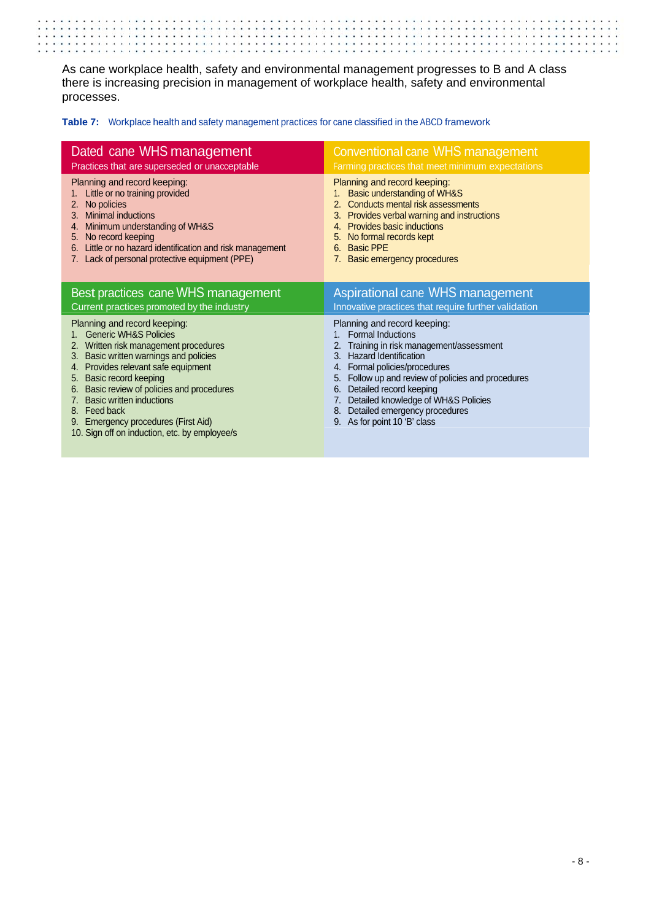As cane workplace health, safety and environmental management progresses to B and A class there is increasing precision in management of workplace health, safety and environmental processes.

**Table 7:** Workplace health and safety management practices for cane classified in the ABCD framework

| Dated cane WHS management<br>Practices that are superseded or unacceptable | Conventional cane WHS management<br>Farming practices that meet minimum expectations |
|---|---|
| Planning and record keeping:<br>1. Little or no training provided<br>2. No policies<br>3. Minimal inductions<br>4. Minimum understanding of WH&S<br>5. No record keeping<br>6. Little or no hazard identification and risk management<br>7. Lack of personal protective equipment (PPE) | Planning and record keeping:<br>1. Basic understanding of WH&S<br>2. Conducts mental risk assessments<br>3. Provides verbal warning and instructions<br>4. Provides basic inductions<br>5. No formal records kept<br>6. Basic PPE<br>7. Basic emergency procedures |
| **Best practices cane WHS management**<br>**Current practices promoted by the industry** | **Aspirational cane WHS management**<br>**Innovative practices that require further validation** |
| Planning and record keeping:<br>1. Generic WH&S Policies<br>2. Written risk management procedures<br>3. Basic written warnings and policies<br>4. Provides relevant safe equipment<br>5. Basic record keeping<br>6. Basic review of policies and procedures<br>7. Basic written inductions<br>8. Feed back<br>9. Emergency procedures (First Aid)<br>10. Sign off on induction, etc. by employee/s | Planning and record keeping:<br>1. Formal Inductions<br>2. Training in risk management/assessment<br>3. Hazard Identification<br>4. Formal policies/procedures<br>5. Follow up and review of policies and procedures<br>6. Detailed record keeping<br>7. Detailed knowledge of WH&S Policies<br>8. Detailed emergency procedures<br>9. As for point 10 'B' class |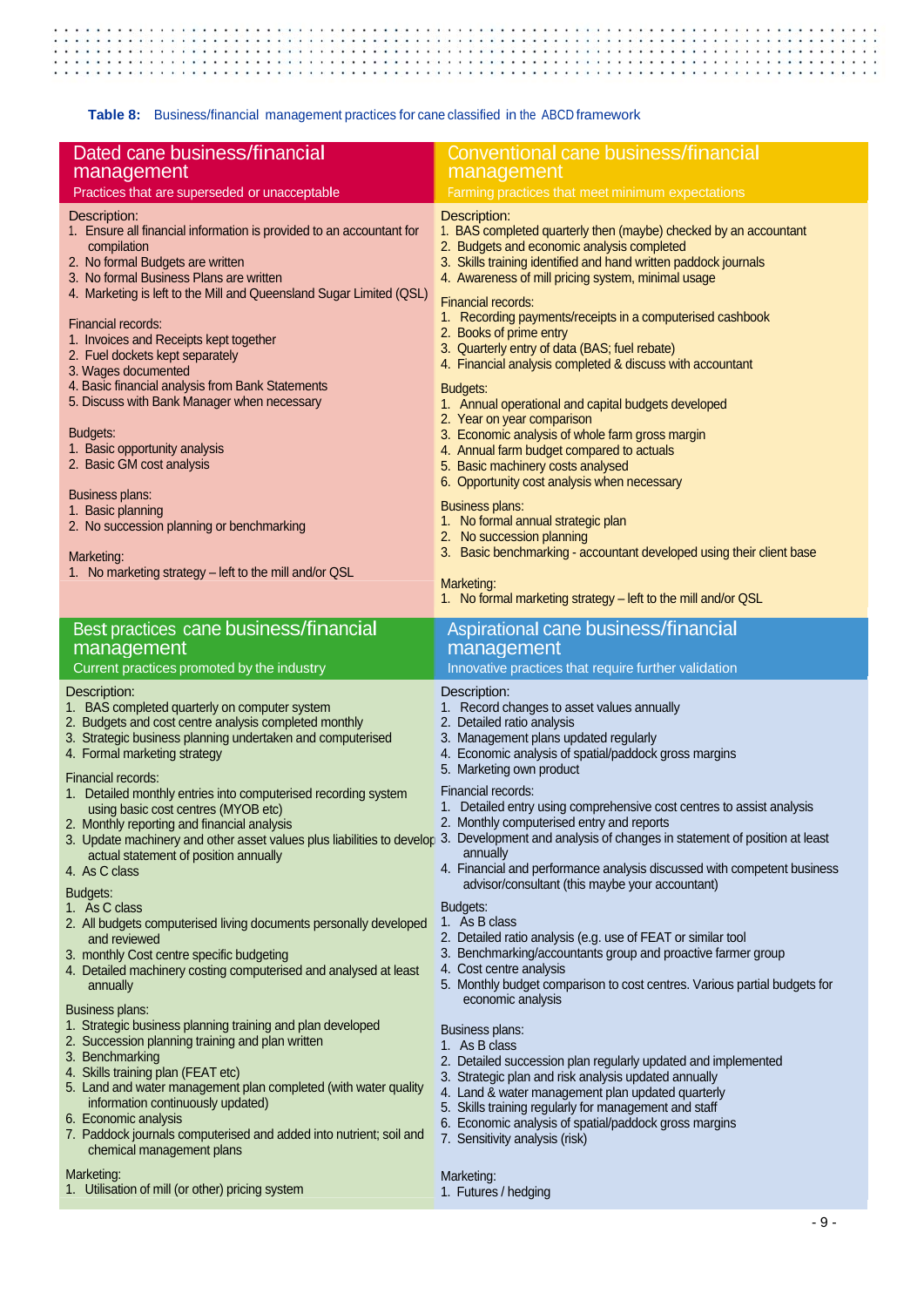**Table 8:** Business/financial management practices for cane classified in the ABCD framework

## Dated cane business/financial management

Practices that are superseded or unacceptable

Description:
1. Ensure all financial information is provided to an accountant for compilation
2. No formal Budgets are written
3. No formal Business Plans are written
4. Marketing is left to the Mill and Queensland Sugar Limited (QSL)

Financial records:
1. Invoices and Receipts kept together
2. Fuel dockets kept separately
3. Wages documented
4. Basic financial analysis from Bank Statements
5. Discuss with Bank Manager when necessary

Budgets:
1. Basic opportunity analysis
2. Basic GM cost analysis

Business plans:
1. Basic planning
2. No succession planning or benchmarking

Marketing:
1. No marketing strategy – left to the mill and/or QSL

## Conventional cane business/financial management

Farming practices that meet minimum expectations

Description:
1. BAS completed quarterly then (maybe) checked by an accountant
2. Budgets and economic analysis completed
3. Skills training identified and hand written paddock journals
4. Awareness of mill pricing system, minimal usage

Financial records:
1. Recording payments/receipts in a computerised cashbook
2. Books of prime entry
3. Quarterly entry of data (BAS; fuel rebate)
4. Financial analysis completed & discuss with accountant

Budgets:
1. Annual operational and capital budgets developed
2. Year on year comparison
3. Economic analysis of whole farm gross margin
4. Annual farm budget compared to actuals
5. Basic machinery costs analysed
6. Opportunity cost analysis when necessary

Business plans:
1. No formal annual strategic plan
2. No succession planning
3. Basic benchmarking - accountant developed using their client base

Marketing:
1. No formal marketing strategy – left to the mill and/or QSL

## Best practices cane business/financial management

Current practices promoted by the industry

Description:
1. BAS completed quarterly on computer system
2. Budgets and cost centre analysis completed monthly
3. Strategic business planning undertaken and computerised
4. Formal marketing strategy

Financial records:
1. Detailed monthly entries into computerised recording system using basic cost centres (MYOB etc)
2. Monthly reporting and financial analysis
3. Update machinery and other asset values plus liabilities to develop actual statement of position annually
4. As C class

Budgets:
1. As C class
2. All budgets computerised living documents personally developed and reviewed
3. monthly Cost centre specific budgeting
4. Detailed machinery costing computerised and analysed at least annually

Business plans:
1. Strategic business planning training and plan developed
2. Succession planning training and plan written
3. Benchmarking
4. Skills training plan (FEAT etc)
5. Land and water management plan completed (with water quality information continuously updated)
6. Economic analysis
7. Paddock journals computerised and added into nutrient; soil and chemical management plans

Marketing:
1. Utilisation of mill (or other) pricing system

## Aspirational cane business/financial management

Innovative practices that require further validation

Description:
1. Record changes to asset values annually
2. Detailed ratio analysis
3. Management plans updated regularly
4. Economic analysis of spatial/paddock gross margins
5. Marketing own product

Financial records:
1. Detailed entry using comprehensive cost centres to assist analysis
2. Monthly computerised entry and reports
3. Development and analysis of changes in statement of position at least annually
4. Financial and performance analysis discussed with competent business advisor/consultant (this maybe your accountant)

Budgets:
1. As B class
2. Detailed ratio analysis (e.g. use of FEAT or similar tool
3. Benchmarking/accountants group and proactive farmer group
4. Cost centre analysis
5. Monthly budget comparison to cost centres. Various partial budgets for economic analysis

Business plans:
1. As B class
2. Detailed succession plan regularly updated and implemented
3. Strategic plan and risk analysis updated annually
4. Land & water management plan updated quarterly
5. Skills training regularly for management and staff
6. Economic analysis of spatial/paddock gross margins
7. Sensitivity analysis (risk)

Marketing:
1. Futures / hedging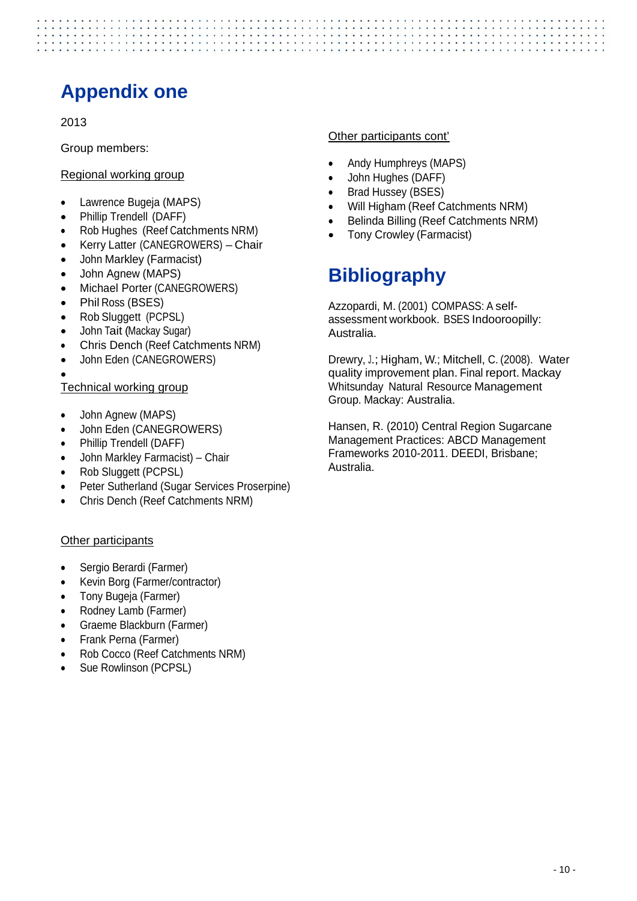# Appendix one

2013

Group members:

Regional working group

- Lawrence Bugeja (MAPS)
- Phillip Trendell (DAFF)
- Rob Hughes (Reef Catchments NRM)
- Kerry Latter (CANEGROWERS) – Chair
- John Markley (Farmacist)
- John Agnew (MAPS)
- Michael Porter (CANEGROWERS)
- Phil Ross (BSES)
- Rob Sluggett (PCPSL)
- John Tait (Mackay Sugar)
- Chris Dench (Reef Catchments NRM)
- John Eden (CANEGROWERS)

Technical working group

- John Agnew (MAPS)
- John Eden (CANEGROWERS)
- Phillip Trendell (DAFF)
- John Markley Farmacist) – Chair
- Rob Sluggett (PCPSL)
- Peter Sutherland (Sugar Services Proserpine)
- Chris Dench (Reef Catchments NRM)

Other participants

- Sergio Berardi (Farmer)
- Kevin Borg (Farmer/contractor)
- Tony Bugeja (Farmer)
- Rodney Lamb (Farmer)
- Graeme Blackburn (Farmer)
- Frank Perna (Farmer)
- Rob Cocco (Reef Catchments NRM)
- Sue Rowlinson (PCPSL)

Other participants cont'

- Andy Humphreys (MAPS)
- John Hughes (DAFF)
- Brad Hussey (BSES)
- Will Higham (Reef Catchments NRM)
- Belinda Billing (Reef Catchments NRM)
- Tony Crowley (Farmacist)

# Bibliography

Azzopardi, M. (2001) COMPASS: A self-assessment workbook. BSES Indooroopilly: Australia.

Drewry, J.; Higham, W.; Mitchell, C. (2008). Water quality improvement plan. Final report. Mackay Whitsunday Natural Resource Management Group. Mackay: Australia.

Hansen, R. (2010) Central Region Sugarcane Management Practices: ABCD Management Frameworks 2010-2011. DEEDI, Brisbane; Australia.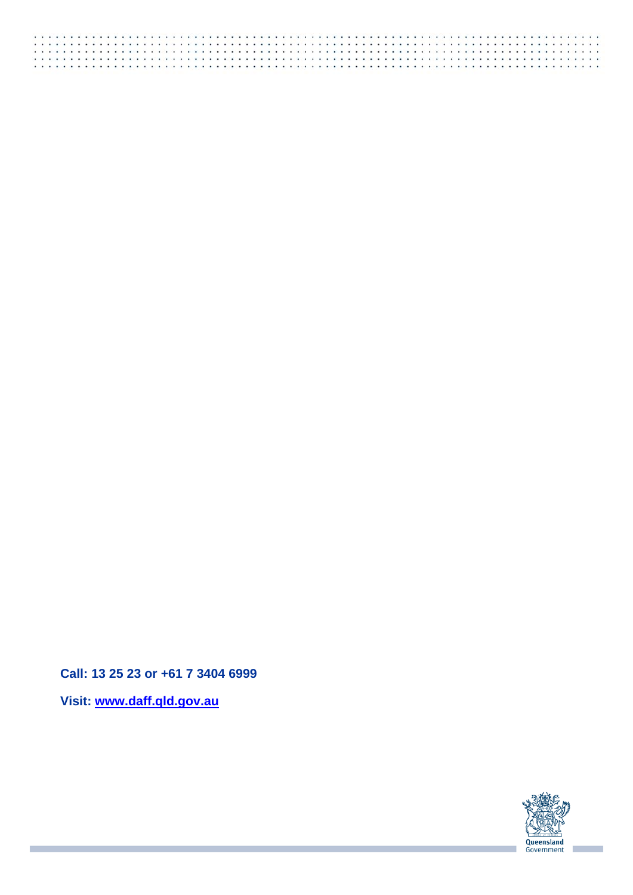**Call: 13 25 23 or +61 7 3404 6999**

**Visit: [www.daff.qld.gov.au](http://www.daff.qld.gov.au)**